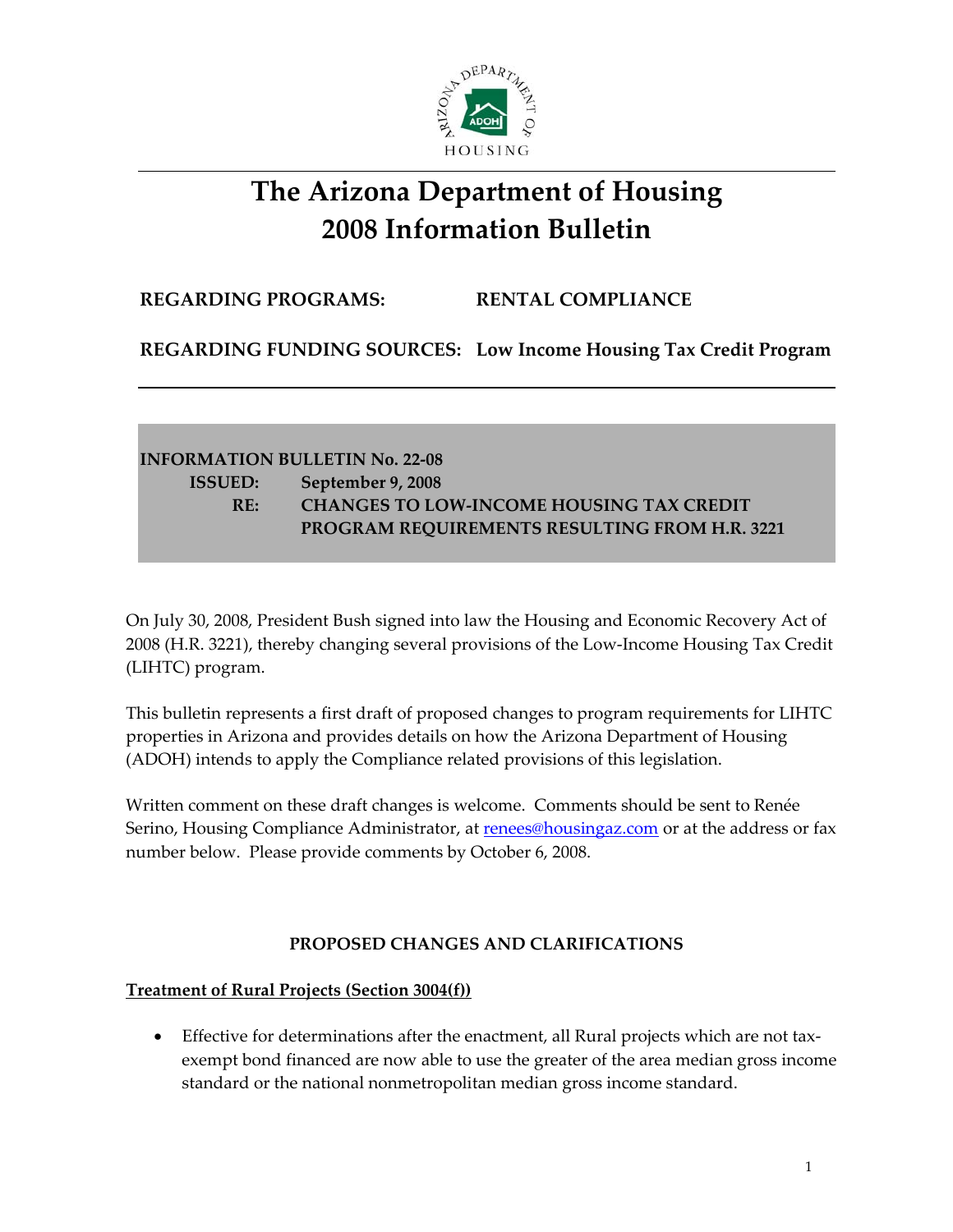# The Arizona Department of Housing 2008 Information Bulletin

**REGARDING PROGRAMS:** **RENTAL COMPLIANCE**

**REGARDING FUNDING SOURCES:** **Low Income Housing Tax Credit Program**

---

**INFORMATION BULLETIN No. 22-08**
**ISSUED:** **September 9, 2008**
**RE:** **CHANGES TO LOW-INCOME HOUSING TAX CREDIT PROGRAM REQUIREMENTS RESULTING FROM H.R. 3221**

On July 30, 2008, President Bush signed into law the Housing and Economic Recovery Act of 2008 (H.R. 3221), thereby changing several provisions of the Low-Income Housing Tax Credit (LIHTC) program.

This bulletin represents a first draft of proposed changes to program requirements for LIHTC properties in Arizona and provides details on how the Arizona Department of Housing (ADOH) intends to apply the Compliance related provisions of this legislation.

Written comment on these draft changes is welcome. Comments should be sent to Renée Serino, Housing Compliance Administrator, at renees@housingaz.com or at the address or fax number below. Please provide comments by October 6, 2008.

## PROPOSED CHANGES AND CLARIFICATIONS

**Treatment of Rural Projects (Section 3004(f))**

- Effective for determinations after the enactment, all Rural projects which are not tax-exempt bond financed are now able to use the greater of the area median gross income standard or the national nonmetropolitan median gross income standard.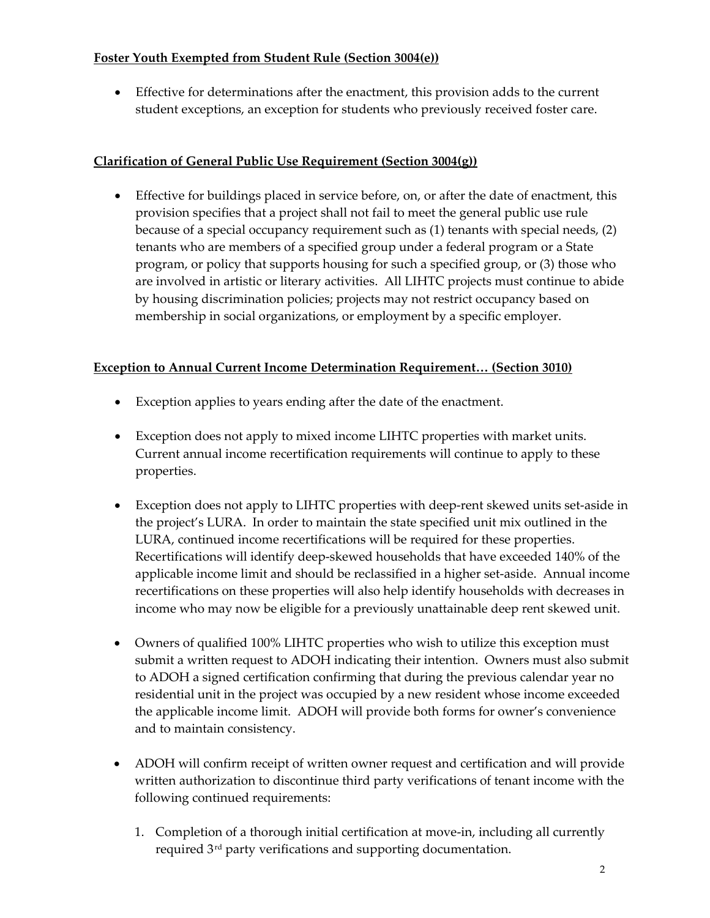**Foster Youth Exempted from Student Rule (Section 3004(e))**

- Effective for determinations after the enactment, this provision adds to the current student exceptions, an exception for students who previously received foster care.

**Clarification of General Public Use Requirement (Section 3004(g))**

- Effective for buildings placed in service before, on, or after the date of enactment, this provision specifies that a project shall not fail to meet the general public use rule because of a special occupancy requirement such as (1) tenants with special needs, (2) tenants who are members of a specified group under a federal program or a State program, or policy that supports housing for such a specified group, or (3) those who are involved in artistic or literary activities. All LIHTC projects must continue to abide by housing discrimination policies; projects may not restrict occupancy based on membership in social organizations, or employment by a specific employer.

**Exception to Annual Current Income Determination Requirement… (Section 3010)**

- Exception applies to years ending after the date of the enactment.
- Exception does not apply to mixed income LIHTC properties with market units. Current annual income recertification requirements will continue to apply to these properties.
- Exception does not apply to LIHTC properties with deep-rent skewed units set-aside in the project's LURA. In order to maintain the state specified unit mix outlined in the LURA, continued income recertifications will be required for these properties. Recertifications will identify deep-skewed households that have exceeded 140% of the applicable income limit and should be reclassified in a higher set-aside. Annual income recertifications on these properties will also help identify households with decreases in income who may now be eligible for a previously unattainable deep rent skewed unit.
- Owners of qualified 100% LIHTC properties who wish to utilize this exception must submit a written request to ADOH indicating their intention. Owners must also submit to ADOH a signed certification confirming that during the previous calendar year no residential unit in the project was occupied by a new resident whose income exceeded the applicable income limit. ADOH will provide both forms for owner's convenience and to maintain consistency.
- ADOH will confirm receipt of written owner request and certification and will provide written authorization to discontinue third party verifications of tenant income with the following continued requirements:
  1. Completion of a thorough initial certification at move-in, including all currently required 3rd party verifications and supporting documentation.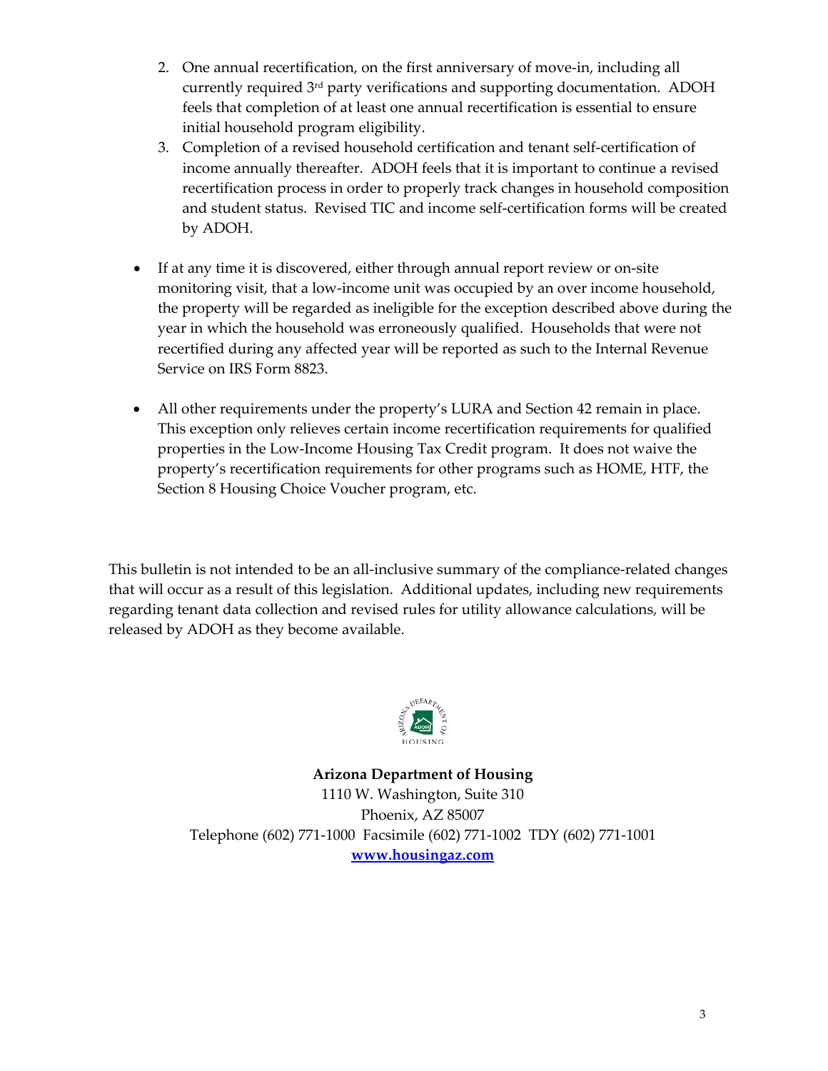2. One annual recertification, on the first anniversary of move-in, including all currently required 3rd party verifications and supporting documentation. ADOH feels that completion of at least one annual recertification is essential to ensure initial household program eligibility.
3. Completion of a revised household certification and tenant self-certification of income annually thereafter. ADOH feels that it is important to continue a revised recertification process in order to properly track changes in household composition and student status. Revised TIC and income self-certification forms will be created by ADOH.

- If at any time it is discovered, either through annual report review or on-site monitoring visit, that a low-income unit was occupied by an over income household, the property will be regarded as ineligible for the exception described above during the year in which the household was erroneously qualified. Households that were not recertified during any affected year will be reported as such to the Internal Revenue Service on IRS Form 8823.

- All other requirements under the property's LURA and Section 42 remain in place. This exception only relieves certain income recertification requirements for qualified properties in the Low-Income Housing Tax Credit program. It does not waive the property's recertification requirements for other programs such as HOME, HTF, the Section 8 Housing Choice Voucher program, etc.

This bulletin is not intended to be an all-inclusive summary of the compliance-related changes that will occur as a result of this legislation. Additional updates, including new requirements regarding tenant data collection and revised rules for utility allowance calculations, will be released by ADOH as they become available.

**Arizona Department of Housing**
1110 W. Washington, Suite 310
Phoenix, AZ 85007
Telephone (602) 771-1000 Facsimile (602) 771-1002 TDY (602) 771-1001
**www.housingaz.com**